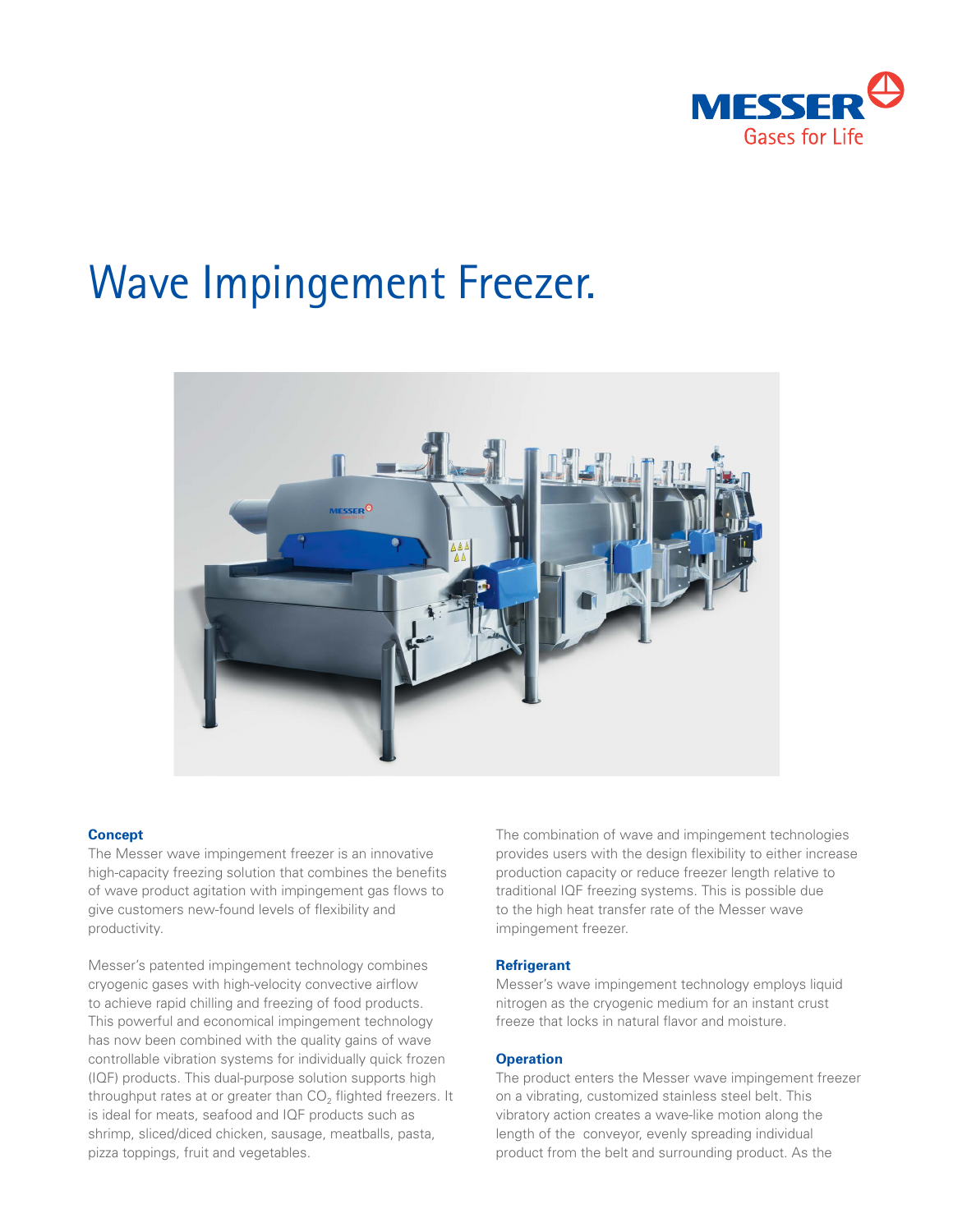MESSER
Gases for Life

# Wave Impingement Freezer.

### Concept

The Messer wave impingement freezer is an innovative high-capacity freezing solution that combines the benefits of wave product agitation with impingement gas flows to give customers new-found levels of flexibility and productivity.

Messer's patented impingement technology combines cryogenic gases with high-velocity convective airflow to achieve rapid chilling and freezing of food products. This powerful and economical impingement technology has now been combined with the quality gains of wave controllable vibration systems for individually quick frozen (IQF) products. This dual-purpose solution supports high throughput rates at or greater than $CO_2$ flighted freezers. It is ideal for meats, seafood and IQF products such as shrimp, sliced/diced chicken, sausage, meatballs, pasta, pizza toppings, fruit and vegetables.

The combination of wave and impingement technologies provides users with the design flexibility to either increase production capacity or reduce freezer length relative to traditional IQF freezing systems. This is possible due to the high heat transfer rate of the Messer wave impingement freezer.

### Refrigerant

Messer's wave impingement technology employs liquid nitrogen as the cryogenic medium for an instant crust freeze that locks in natural flavor and moisture.

### Operation

The product enters the Messer wave impingement freezer on a vibrating, customized stainless steel belt. This vibratory action creates a wave-like motion along the length of the conveyor, evenly spreading individual product from the belt and surrounding product. As the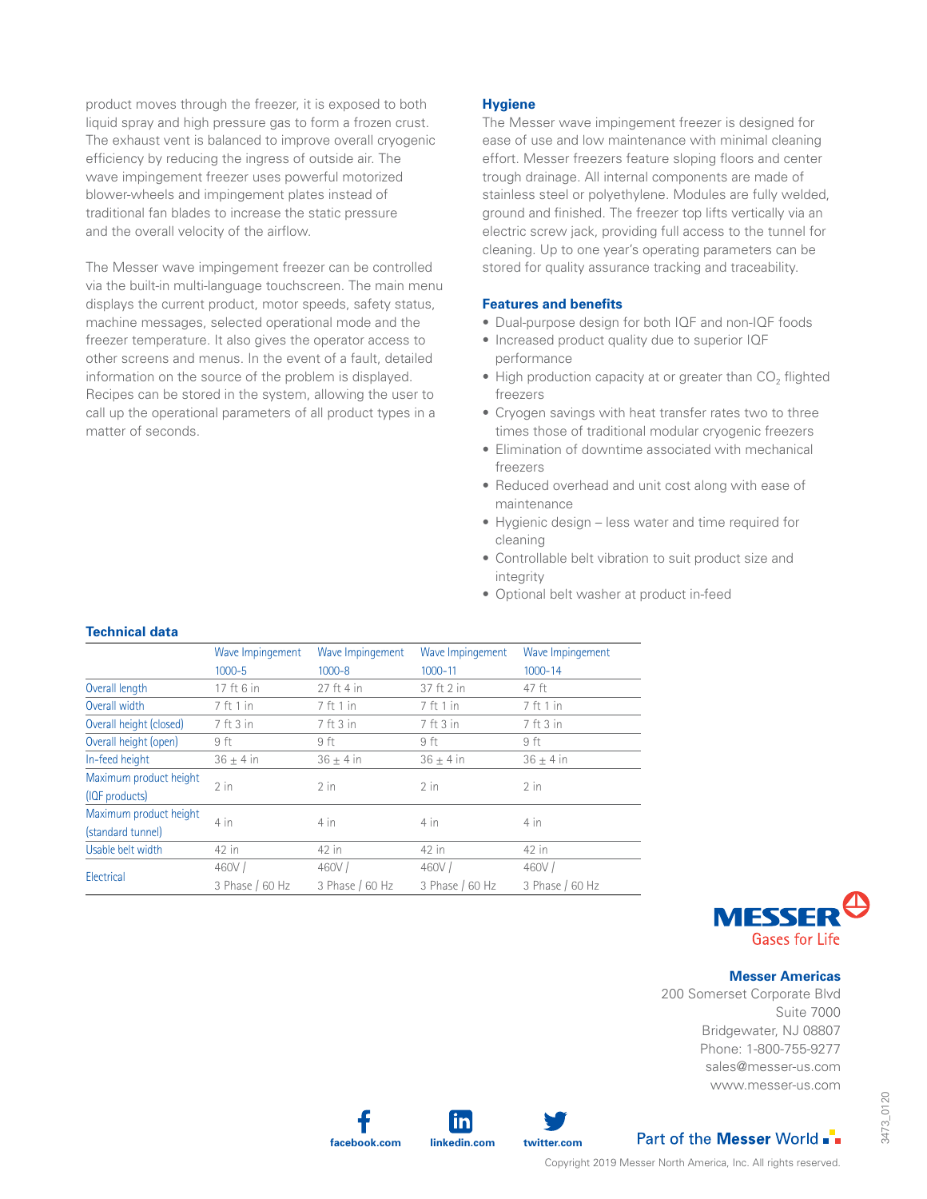product moves through the freezer, it is exposed to both liquid spray and high pressure gas to form a frozen crust. The exhaust vent is balanced to improve overall cryogenic efficiency by reducing the ingress of outside air. The wave impingement freezer uses powerful motorized blower-wheels and impingement plates instead of traditional fan blades to increase the static pressure and the overall velocity of the airflow.

The Messer wave impingement freezer can be controlled via the built-in multi-language touchscreen. The main menu displays the current product, motor speeds, safety status, machine messages, selected operational mode and the freezer temperature. It also gives the operator access to other screens and menus. In the event of a fault, detailed information on the source of the problem is displayed. Recipes can be stored in the system, allowing the user to call up the operational parameters of all product types in a matter of seconds.

### Hygiene

The Messer wave impingement freezer is designed for ease of use and low maintenance with minimal cleaning effort. Messer freezers feature sloping floors and center trough drainage. All internal components are made of stainless steel or polyethylene. Modules are fully welded, ground and finished. The freezer top lifts vertically via an electric screw jack, providing full access to the tunnel for cleaning. Up to one year's operating parameters can be stored for quality assurance tracking and traceability.

### Features and benefits

- Dual-purpose design for both IQF and non-IQF foods
- Increased product quality due to superior IQF performance
- High production capacity at or greater than $CO_2$ flighted freezers
- Cryogen savings with heat transfer rates two to three times those of traditional modular cryogenic freezers
- Elimination of downtime associated with mechanical freezers
- Reduced overhead and unit cost along with ease of maintenance
- Hygienic design – less water and time required for cleaning
- Controllable belt vibration to suit product size and integrity
- Optional belt washer at product in-feed

### Technical data

| | Wave Impingement 1000-5 | Wave Impingement 1000-8 | Wave Impingement 1000-11 | Wave Impingement 1000-14 |
|---|---|---|---|---|
| Overall length | 17 ft 6 in | 27 ft 4 in | 37 ft 2 in | 47 ft |
| Overall width | 7 ft 1 in | 7 ft 1 in | 7 ft 1 in | 7 ft 1 in |
| Overall height (closed) | 7 ft 3 in | 7 ft 3 in | 7 ft 3 in | 7 ft 3 in |
| Overall height (open) | 9 ft | 9 ft | 9 ft | 9 ft |
| In-feed height | 36 ± 4 in | 36 ± 4 in | 36 ± 4 in | 36 ± 4 in |
| Maximum product height (IQF products) | 2 in | 2 in | 2 in | 2 in |
| Maximum product height (standard tunnel) | 4 in | 4 in | 4 in | 4 in |
| Usable belt width | 42 in | 42 in | 42 in | 42 in |
| Electrical | 460V / 3 Phase / 60 Hz | 460V / 3 Phase / 60 Hz | 460V / 3 Phase / 60 Hz | 460V / 3 Phase / 60 Hz |

MESSER
Gases for Life

**Messer Americas**
200 Somerset Corporate Blvd
Suite 7000
Bridgewater, NJ 08807
Phone: 1-800-755-9277
sales@messer-us.com
www.messer-us.com

facebook.com linkedin.com twitter.com

Part of the **Messer World**

3473_0120

Copyright 2019 Messer North America, Inc. All rights reserved.